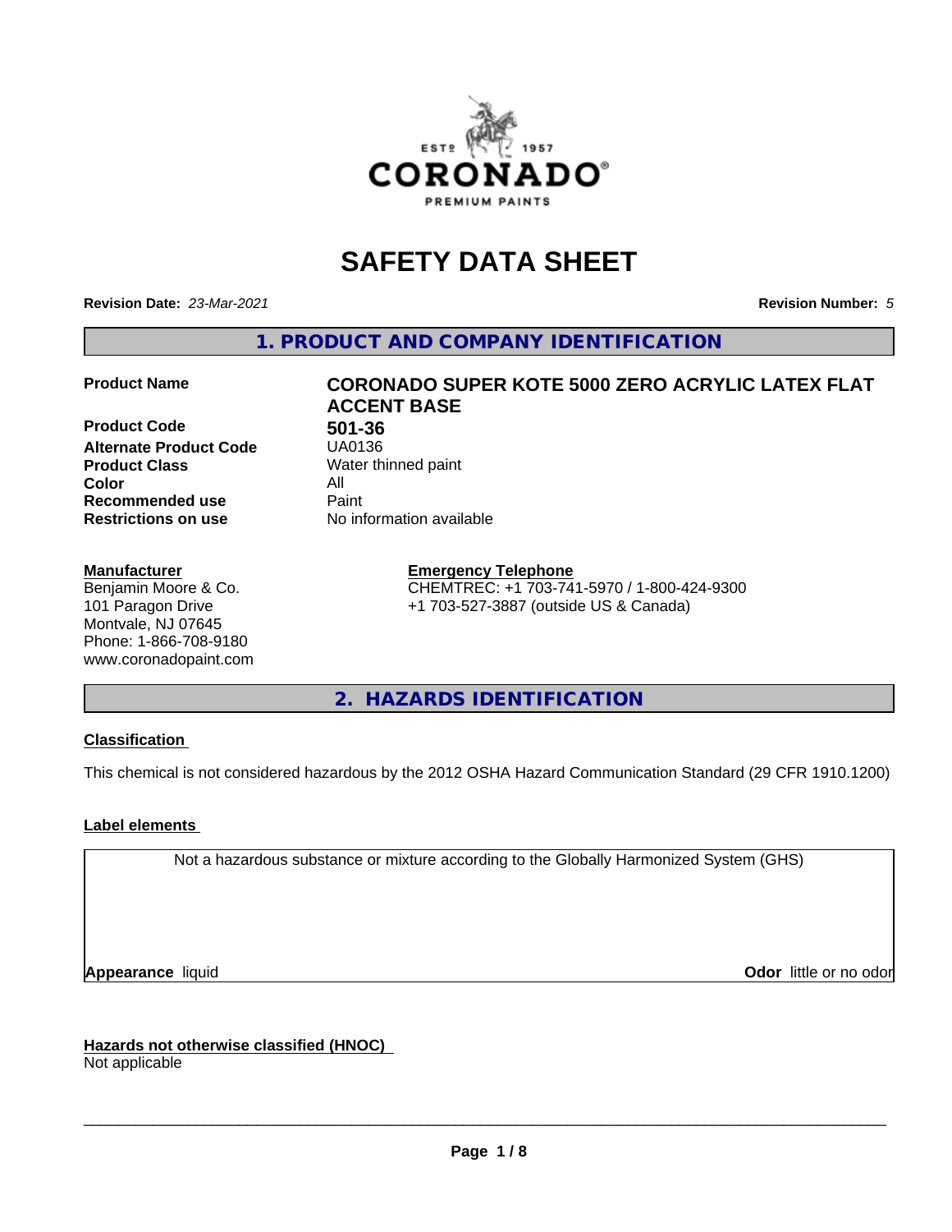# SAFETY DATA SHEET

**Revision Date:** *23-Mar-2021* **Revision Number:** *5*

## 1. PRODUCT AND COMPANY IDENTIFICATION

| | |
|---|---|
| **Product Name** | **CORONADO SUPER KOTE 5000 ZERO ACRYLIC LATEX FLAT ACCENT BASE** |
| **Product Code** | **501-36** |
| **Alternate Product Code** | UA0136 |
| **Product Class** | Water thinned paint |
| **Color** | All |
| **Recommended use** | Paint |
| **Restrictions on use** | No information available |

**Manufacturer**
Benjamin Moore & Co.
101 Paragon Drive
Montvale, NJ 07645
Phone: 1-866-708-9180
www.coronadopaint.com

**Emergency Telephone**
CHEMTREC: +1 703-741-5970 / 1-800-424-9300
+1 703-527-3887 (outside US & Canada)

## 2. HAZARDS IDENTIFICATION

**Classification**

This chemical is not considered hazardous by the 2012 OSHA Hazard Communication Standard (29 CFR 1910.1200)

**Label elements**

Not a hazardous substance or mixture according to the Globally Harmonized System (GHS)

**Appearance** liquid **Odor** little or no odor

**Hazards not otherwise classified (HNOC)**
Not applicable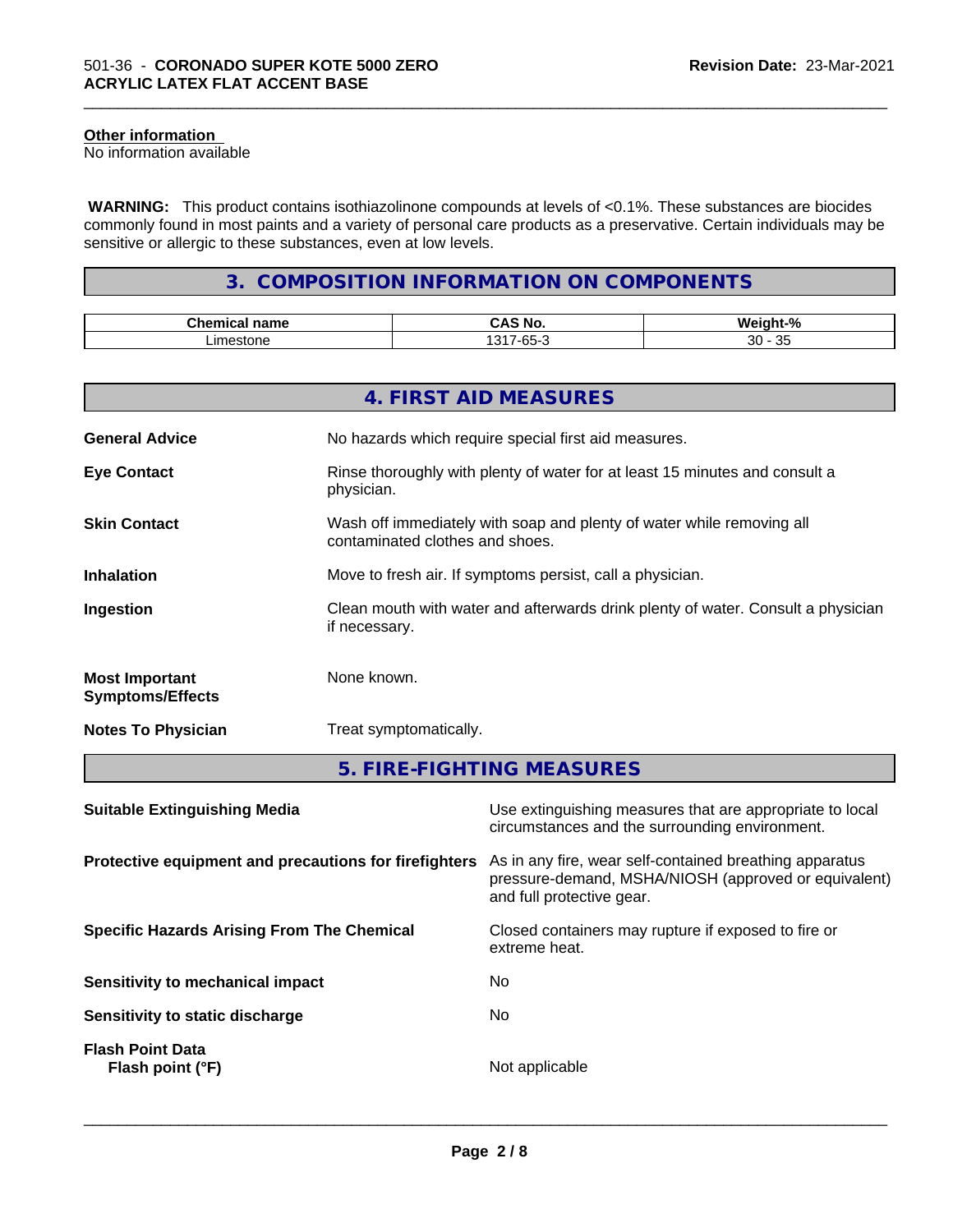**Other information**
No information available

**WARNING:** This product contains isothiazolinone compounds at levels of <0.1%. These substances are biocides commonly found in most paints and a variety of personal care products as a preservative. Certain individuals may be sensitive or allergic to these substances, even at low levels.

## 3. COMPOSITION INFORMATION ON COMPONENTS

| Chemical name | CAS No. | Weight-% |
| --- | --- | --- |
| Limestone | 1317-65-3 | 30 - 35 |

## 4. FIRST AID MEASURES

**General Advice** No hazards which require special first aid measures.

**Eye Contact** Rinse thoroughly with plenty of water for at least 15 minutes and consult a physician.

**Skin Contact** Wash off immediately with soap and plenty of water while removing all contaminated clothes and shoes.

**Inhalation** Move to fresh air. If symptoms persist, call a physician.

**Ingestion** Clean mouth with water and afterwards drink plenty of water. Consult a physician if necessary.

**Most Important Symptoms/Effects** None known.

**Notes To Physician** Treat symptomatically.

## 5. FIRE-FIGHTING MEASURES

**Suitable Extinguishing Media** Use extinguishing measures that are appropriate to local circumstances and the surrounding environment.

**Protective equipment and precautions for firefighters** As in any fire, wear self-contained breathing apparatus pressure-demand, MSHA/NIOSH (approved or equivalent) and full protective gear.

**Specific Hazards Arising From The Chemical** Closed containers may rupture if exposed to fire or extreme heat.

**Sensitivity to mechanical impact** No

**Sensitivity to static discharge** No

**Flash Point Data**
**Flash point (°F)** Not applicable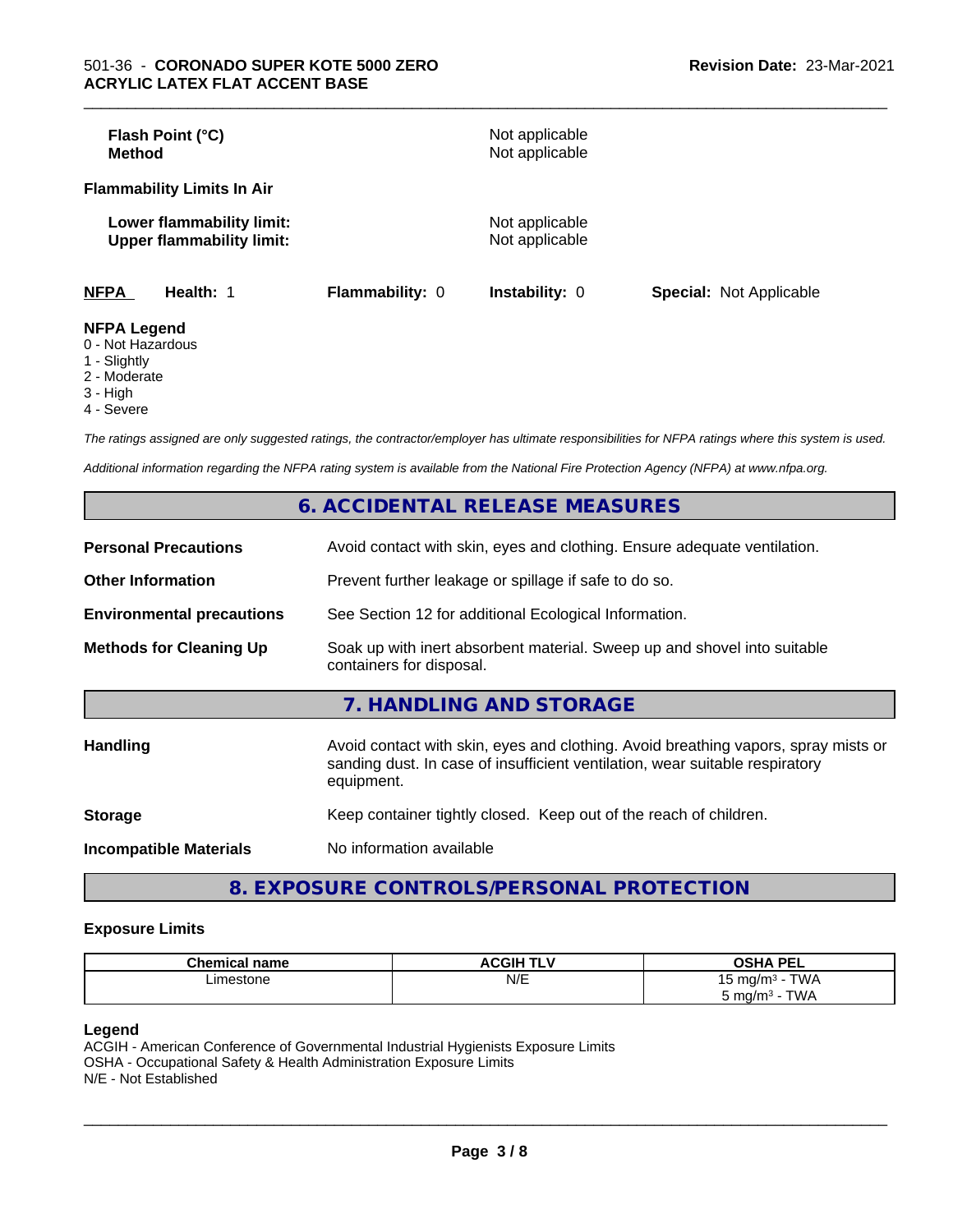| | |
|---|---|
| **Flash Point (°C)** | Not applicable |
| **Method** | Not applicable |

**Flammability Limits In Air**

| | |
|---|---|
| **Lower flammability limit:** | Not applicable |
| **Upper flammability limit:** | Not applicable |

| NFPA | Health: 1 | Flammability: 0 | Instability: 0 | Special: Not Applicable |
|---|---|---|---|---|

**NFPA Legend**
0 - Not Hazardous
1 - Slightly
2 - Moderate
3 - High
4 - Severe

*The ratings assigned are only suggested ratings, the contractor/employer has ultimate responsibilities for NFPA ratings where this system is used.*

*Additional information regarding the NFPA rating system is available from the National Fire Protection Agency (NFPA) at www.nfpa.org.*

## 6. ACCIDENTAL RELEASE MEASURES

| | |
|---|---|
| **Personal Precautions** | Avoid contact with skin, eyes and clothing. Ensure adequate ventilation. |
| **Other Information** | Prevent further leakage or spillage if safe to do so. |
| **Environmental precautions** | See Section 12 for additional Ecological Information. |
| **Methods for Cleaning Up** | Soak up with inert absorbent material. Sweep up and shovel into suitable containers for disposal. |

## 7. HANDLING AND STORAGE

| | |
|---|---|
| **Handling** | Avoid contact with skin, eyes and clothing. Avoid breathing vapors, spray mists or sanding dust. In case of insufficient ventilation, wear suitable respiratory equipment. |
| **Storage** | Keep container tightly closed. Keep out of the reach of children. |
| **Incompatible Materials** | No information available |

## 8. EXPOSURE CONTROLS/PERSONAL PROTECTION

### Exposure Limits

| Chemical name | ACGIH TLV | OSHA PEL |
|---|---|---|
| Limestone | N/E | 15 mg/m³ - TWA<br>5 mg/m³ - TWA |

**Legend**
ACGIH - American Conference of Governmental Industrial Hygienists Exposure Limits
OSHA - Occupational Safety & Health Administration Exposure Limits
N/E - Not Established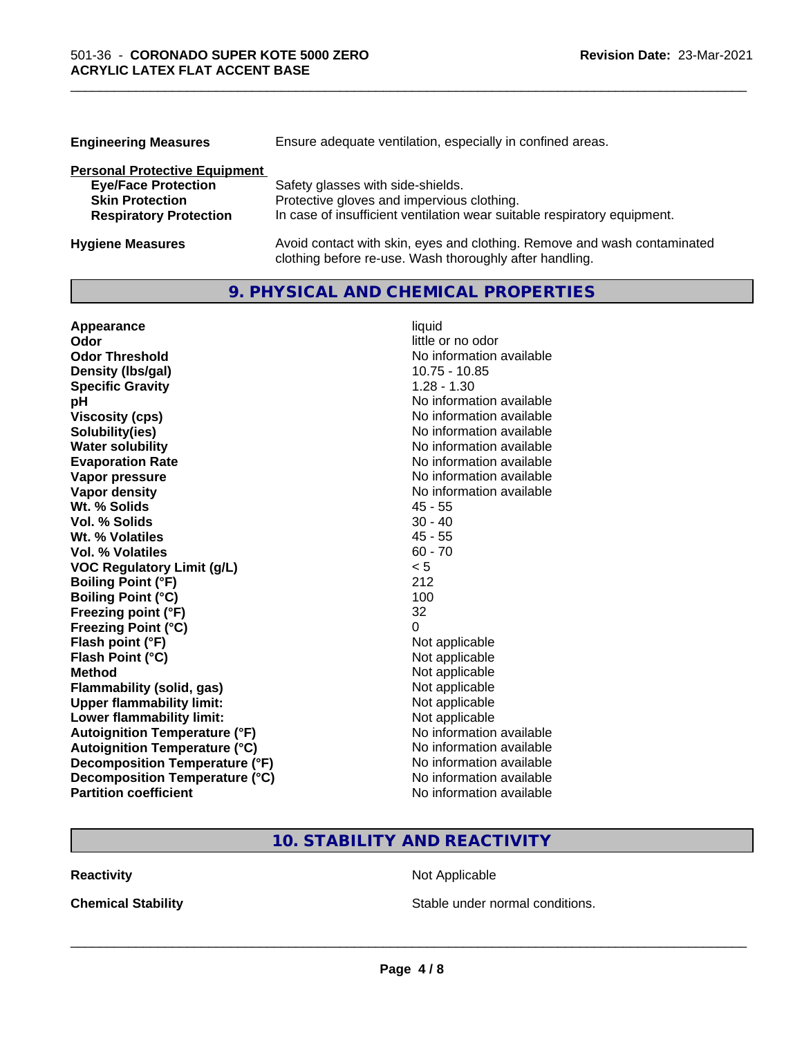| | |
|---|---|
| **Engineering Measures** | Ensure adequate ventilation, especially in confined areas. |

**Personal Protective Equipment**

| | |
|---|---|
| **Eye/Face Protection** | Safety glasses with side-shields. |
| **Skin Protection** | Protective gloves and impervious clothing. |
| **Respiratory Protection** | In case of insufficient ventilation wear suitable respiratory equipment. |

| | |
|---|---|
| **Hygiene Measures** | Avoid contact with skin, eyes and clothing. Remove and wash contaminated clothing before re-use. Wash thoroughly after handling. |

## 9. PHYSICAL AND CHEMICAL PROPERTIES

| | |
|---|---|
| **Appearance** | liquid |
| **Odor** | little or no odor |
| **Odor Threshold** | No information available |
| **Density (lbs/gal)** | 10.75 - 10.85 |
| **Specific Gravity** | 1.28 - 1.30 |
| **pH** | No information available |
| **Viscosity (cps)** | No information available |
| **Solubility(ies)** | No information available |
| **Water solubility** | No information available |
| **Evaporation Rate** | No information available |
| **Vapor pressure** | No information available |
| **Vapor density** | No information available |
| **Wt. % Solids** | 45 - 55 |
| **Vol. % Solids** | 30 - 40 |
| **Wt. % Volatiles** | 45 - 55 |
| **Vol. % Volatiles** | 60 - 70 |
| **VOC Regulatory Limit (g/L)** | < 5 |
| **Boiling Point (°F)** | 212 |
| **Boiling Point (°C)** | 100 |
| **Freezing point (°F)** | 32 |
| **Freezing Point (°C)** | 0 |
| **Flash point (°F)** | Not applicable |
| **Flash Point (°C)** | Not applicable |
| **Method** | Not applicable |
| **Flammability (solid, gas)** | Not applicable |
| **Upper flammability limit:** | Not applicable |
| **Lower flammability limit:** | Not applicable |
| **Autoignition Temperature (°F)** | No information available |
| **Autoignition Temperature (°C)** | No information available |
| **Decomposition Temperature (°F)** | No information available |
| **Decomposition Temperature (°C)** | No information available |
| **Partition coefficient** | No information available |

## 10. STABILITY AND REACTIVITY

| | |
|---|---|
| **Reactivity** | Not Applicable |
| **Chemical Stability** | Stable under normal conditions. |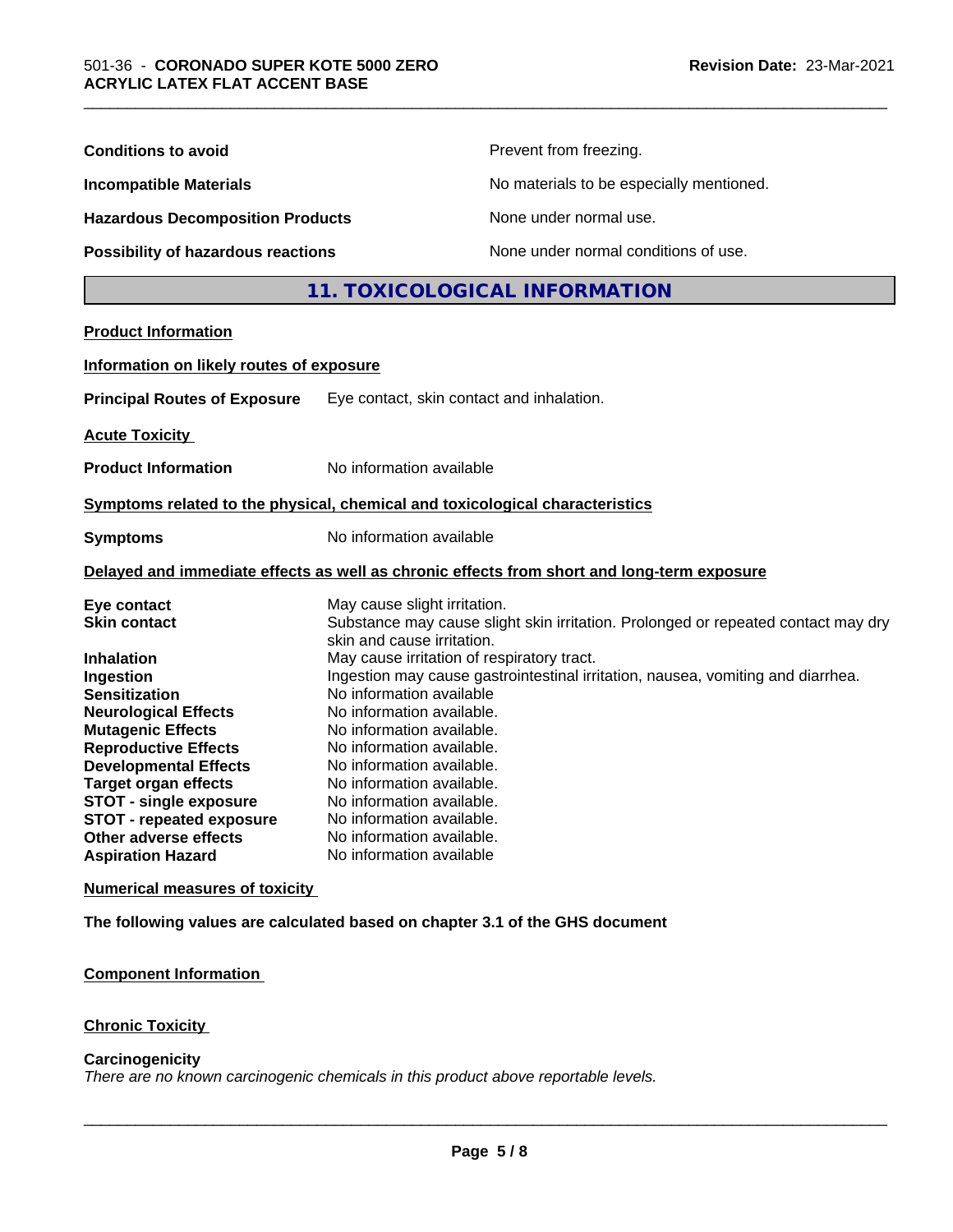| | |
|---|---|
| **Conditions to avoid** | Prevent from freezing. |
| **Incompatible Materials** | No materials to be especially mentioned. |
| **Hazardous Decomposition Products** | None under normal use. |
| **Possibility of hazardous reactions** | None under normal conditions of use. |

## 11. TOXICOLOGICAL INFORMATION

**Product Information**

**Information on likely routes of exposure**

**Principal Routes of Exposure** Eye contact, skin contact and inhalation.

**Acute Toxicity**

**Product Information** No information available

**Symptoms related to the physical, chemical and toxicological characteristics**

**Symptoms** No information available

**Delayed and immediate effects as well as chronic effects from short and long-term exposure**

| | |
|---|---|
| **Eye contact** | May cause slight irritation. |
| **Skin contact** | Substance may cause slight skin irritation. Prolonged or repeated contact may dry skin and cause irritation. |
| **Inhalation** | May cause irritation of respiratory tract. |
| **Ingestion** | Ingestion may cause gastrointestinal irritation, nausea, vomiting and diarrhea. |
| **Sensitization** | No information available |
| **Neurological Effects** | No information available. |
| **Mutagenic Effects** | No information available. |
| **Reproductive Effects** | No information available. |
| **Developmental Effects** | No information available. |
| **Target organ effects** | No information available. |
| **STOT - single exposure** | No information available. |
| **STOT - repeated exposure** | No information available. |
| **Other adverse effects** | No information available. |
| **Aspiration Hazard** | No information available |

**Numerical measures of toxicity**

**The following values are calculated based on chapter 3.1 of the GHS document**

**Component Information**

**Chronic Toxicity**

**Carcinogenicity**

*There are no known carcinogenic chemicals in this product above reportable levels.*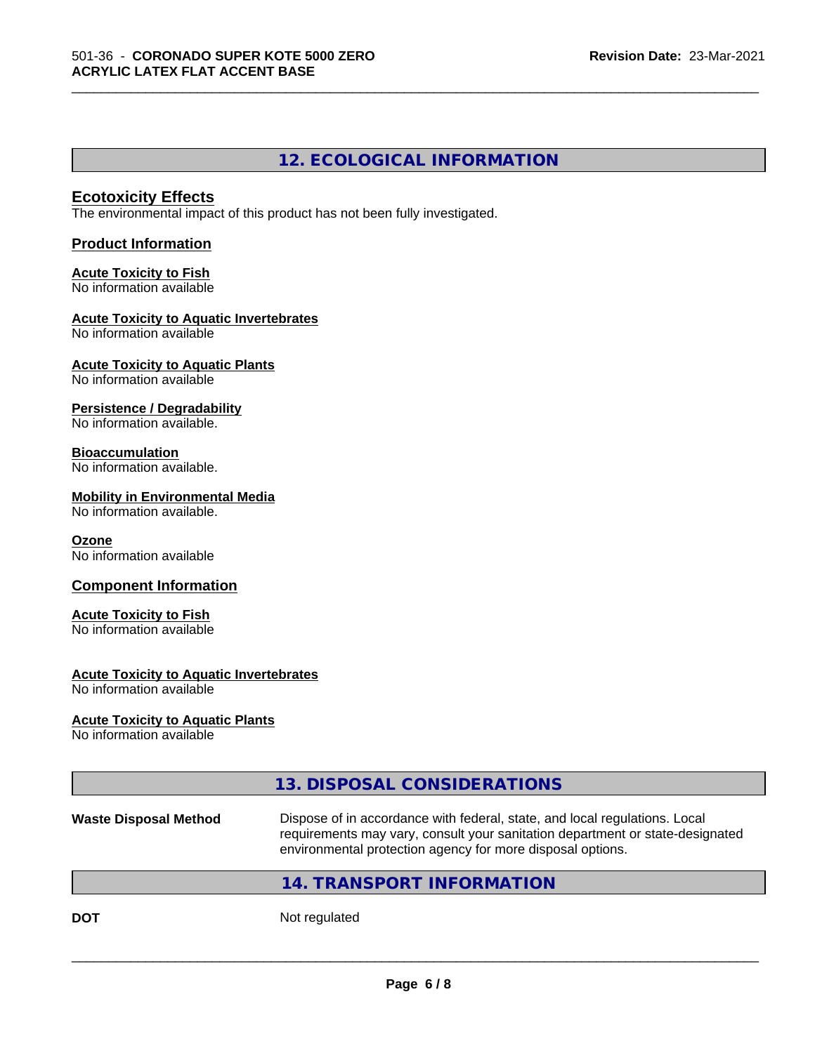## 12. ECOLOGICAL INFORMATION

### Ecotoxicity Effects

The environmental impact of this product has not been fully investigated.

### Product Information

**Acute Toxicity to Fish**
No information available

**Acute Toxicity to Aquatic Invertebrates**
No information available

**Acute Toxicity to Aquatic Plants**
No information available

**Persistence / Degradability**
No information available.

**Bioaccumulation**
No information available.

**Mobility in Environmental Media**
No information available.

**Ozone**
No information available

### Component Information

**Acute Toxicity to Fish**
No information available

**Acute Toxicity to Aquatic Invertebrates**
No information available

**Acute Toxicity to Aquatic Plants**
No information available

## 13. DISPOSAL CONSIDERATIONS

**Waste Disposal Method** — Dispose of in accordance with federal, state, and local regulations. Local requirements may vary, consult your sanitation department or state-designated environmental protection agency for more disposal options.

## 14. TRANSPORT INFORMATION

**DOT** — Not regulated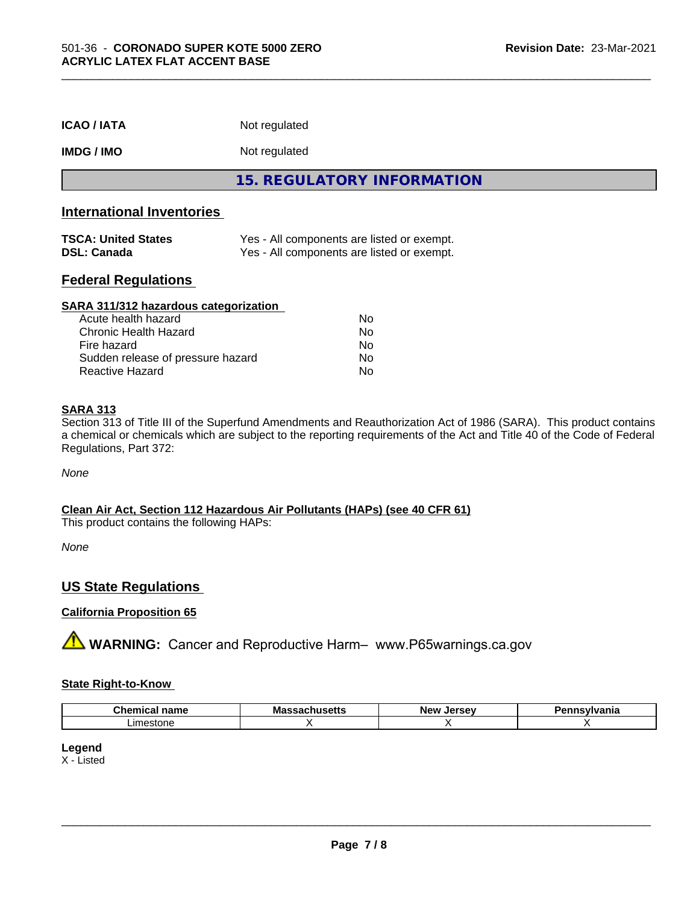| | |
|---|---|
| **ICAO / IATA** | Not regulated |
| **IMDG / IMO** | Not regulated |

## 15. REGULATORY INFORMATION

### International Inventories

| | |
|---|---|
| **TSCA: United States** | Yes - All components are listed or exempt. |
| **DSL: Canada** | Yes - All components are listed or exempt. |

### Federal Regulations

**SARA 311/312 hazardous categorization**

| | |
|---|---|
| Acute health hazard | No |
| Chronic Health Hazard | No |
| Fire hazard | No |
| Sudden release of pressure hazard | No |
| Reactive Hazard | No |

**SARA 313**

Section 313 of Title III of the Superfund Amendments and Reauthorization Act of 1986 (SARA). This product contains a chemical or chemicals which are subject to the reporting requirements of the Act and Title 40 of the Code of Federal Regulations, Part 372:

*None*

**Clean Air Act, Section 112 Hazardous Air Pollutants (HAPs) (see 40 CFR 61)**

This product contains the following HAPs:

*None*

### US State Regulations

**California Proposition 65**

⚠ **WARNING:** Cancer and Reproductive Harm– www.P65warnings.ca.gov

**State Right-to-Know**

| Chemical name | Massachusetts | New Jersey | Pennsylvania |
|---|---|---|---|
| Limestone | X | X | X |

**Legend**

X - Listed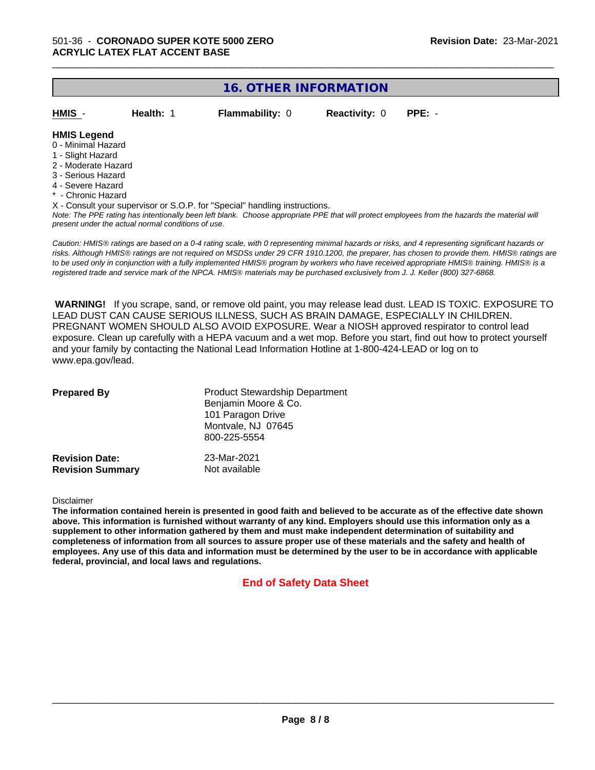## 16. OTHER INFORMATION

| HMIS - | Health: 1 | Flammability: 0 | Reactivity: 0 | PPE: - |
|---|---|---|---|---|

**HMIS Legend**

0 - Minimal Hazard
1 - Slight Hazard
2 - Moderate Hazard
3 - Serious Hazard
4 - Severe Hazard
* - Chronic Hazard
X - Consult your supervisor or S.O.P. for "Special" handling instructions.

*Note: The PPE rating has intentionally been left blank. Choose appropriate PPE that will protect employees from the hazards the material will present under the actual normal conditions of use.*

*Caution: HMIS® ratings are based on a 0-4 rating scale, with 0 representing minimal hazards or risks, and 4 representing significant hazards or risks. Although HMIS® ratings are not required on MSDSs under 29 CFR 1910.1200, the preparer, has chosen to provide them. HMIS® ratings are to be used only in conjunction with a fully implemented HMIS® program by workers who have received appropriate HMIS® training. HMIS® is a registered trade and service mark of the NPCA. HMIS® materials may be purchased exclusively from J. J. Keller (800) 327-6868.*

**WARNING!** If you scrape, sand, or remove old paint, you may release lead dust. LEAD IS TOXIC. EXPOSURE TO LEAD DUST CAN CAUSE SERIOUS ILLNESS, SUCH AS BRAIN DAMAGE, ESPECIALLY IN CHILDREN. PREGNANT WOMEN SHOULD ALSO AVOID EXPOSURE. Wear a NIOSH approved respirator to control lead exposure. Clean up carefully with a HEPA vacuum and a wet mop. Before you start, find out how to protect yourself and your family by contacting the National Lead Information Hotline at 1-800-424-LEAD or log on to www.epa.gov/lead.

**Prepared By**
Product Stewardship Department
Benjamin Moore & Co.
101 Paragon Drive
Montvale, NJ 07645
800-225-5554

**Revision Date:** 23-Mar-2021
**Revision Summary** Not available

Disclaimer

**The information contained herein is presented in good faith and believed to be accurate as of the effective date shown above. This information is furnished without warranty of any kind. Employers should use this information only as a supplement to other information gathered by them and must make independent determination of suitability and completeness of information from all sources to assure proper use of these materials and the safety and health of employees. Any use of this data and information must be determined by the user to be in accordance with applicable federal, provincial, and local laws and regulations.**

**End of Safety Data Sheet**